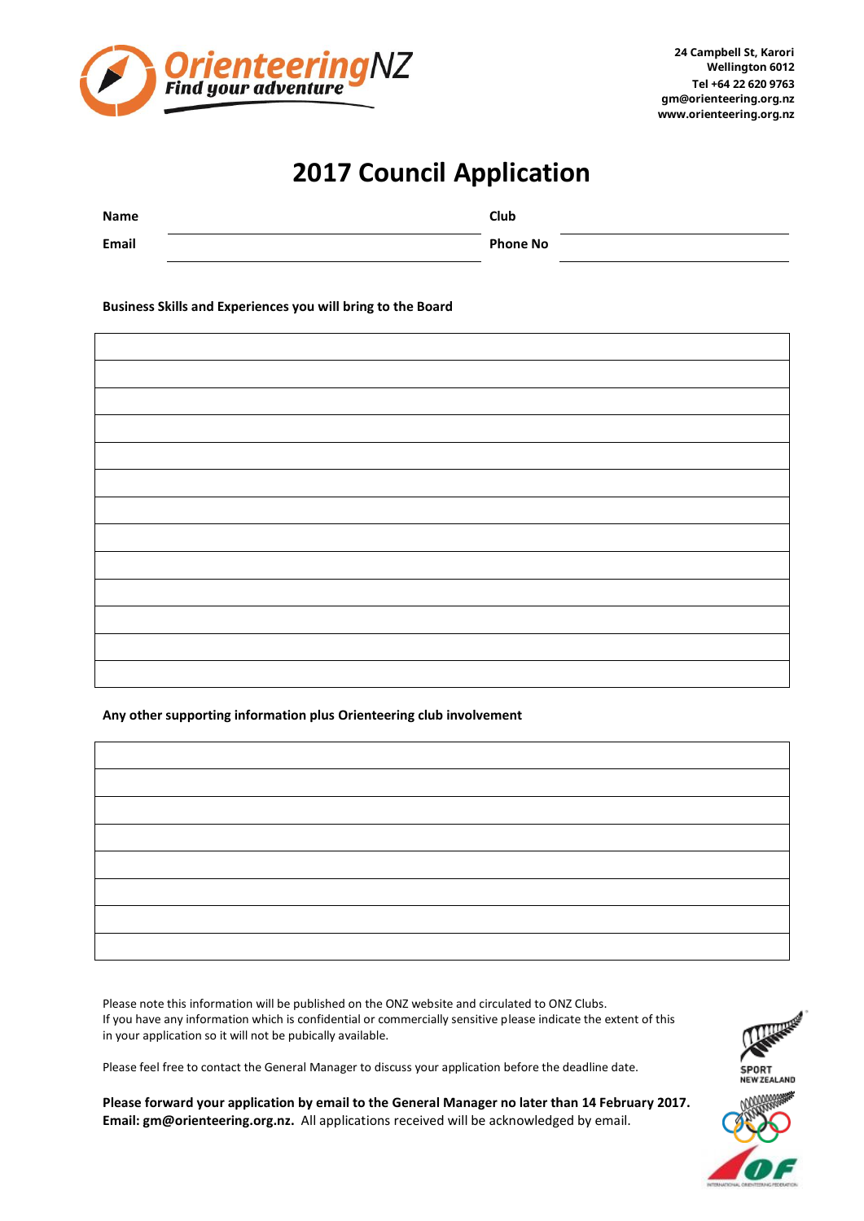24 Campbell St, Karori
Wellington 6012
Tel +64 22 620 9763
gm@orienteering.org.nz
www.orienteering.org.nz

# 2017 Council Application

| | | | |
|---|---|---|---|
| **Name** | | **Club** | |
| **Email** | | **Phone No** | |

**Business Skills and Experiences you will bring to the Board**

| |
|---|
| |
| |
| |
| |
| |
| |
| |
| |
| |
| |
| |
| |
| |

**Any other supporting information plus Orienteering club involvement**

| |
|---|
| |
| |
| |
| |
| |
| |
| |
| |

Please note this information will be published on the ONZ website and circulated to ONZ Clubs.
If you have any information which is confidential or commercially sensitive please indicate the extent of this in your application so it will not be pubically available.

Please feel free to contact the General Manager to discuss your application before the deadline date.

**Please forward your application by email to the General Manager no later than 14 February 2017. Email: gm@orienteering.org.nz.** All applications received will be acknowledged by email.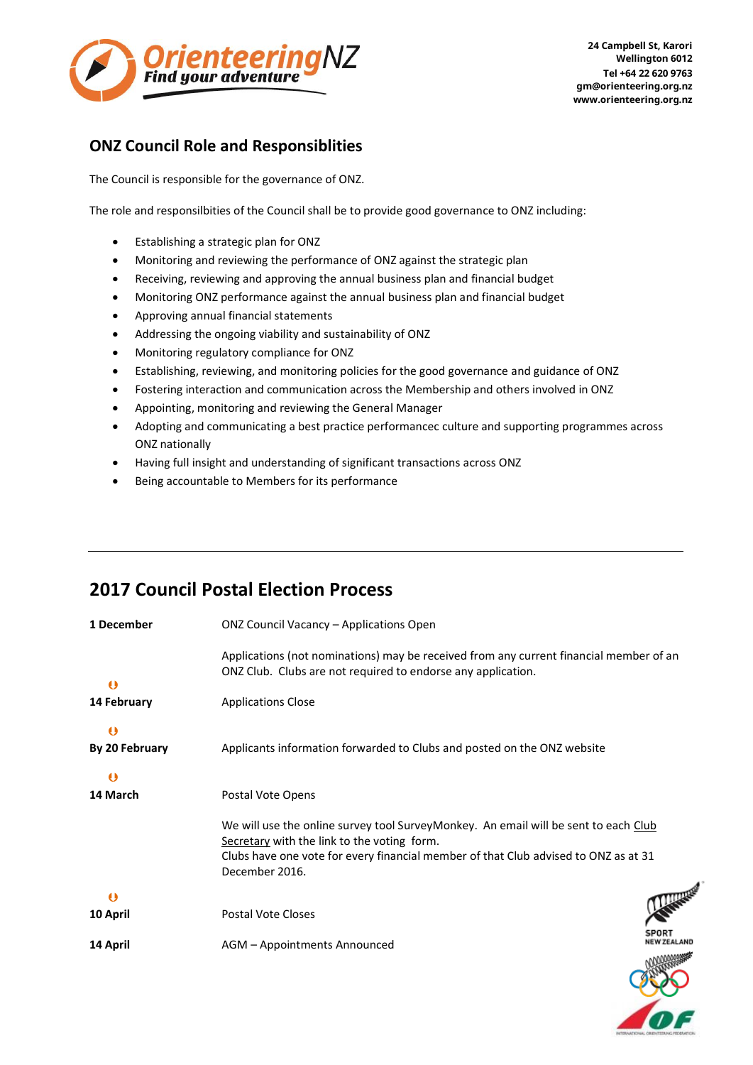24 Campbell St, Karori
Wellington 6012
Tel +64 22 620 9763
gm@orienteering.org.nz
www.orienteering.org.nz

## ONZ Council Role and Responsiblities

The Council is responsible for the governance of ONZ.

The role and responsilbities of the Council shall be to provide good governance to ONZ including:

- Establishing a strategic plan for ONZ
- Monitoring and reviewing the performance of ONZ against the strategic plan
- Receiving, reviewing and approving the annual business plan and financial budget
- Monitoring ONZ performance against the annual business plan and financial budget
- Approving annual financial statements
- Addressing the ongoing viability and sustainability of ONZ
- Monitoring regulatory compliance for ONZ
- Establishing, reviewing, and monitoring policies for the good governance and guidance of ONZ
- Fostering interaction and communication across the Membership and others involved in ONZ
- Appointing, monitoring and reviewing the General Manager
- Adopting and communicating a best practice performancec culture and supporting programmes across ONZ nationally
- Having full insight and understanding of significant transactions across ONZ
- Being accountable to Members for its performance

---

## 2017 Council Postal Election Process

| | |
|---|---|
| **1 December** | ONZ Council Vacancy – Applications Open<br><br>Applications (not nominations) may be received from any current financial member of an ONZ Club. Clubs are not required to endorse any application. |
| **14 February** | Applications Close |
| **By 20 February** | Applicants information forwarded to Clubs and posted on the ONZ website |
| **14 March** | Postal Vote Opens<br><br>We will use the online survey tool SurveyMonkey. An email will be sent to each Club Secretary with the link to the voting form.<br>Clubs have one vote for every financial member of that Club advised to ONZ as at 31 December 2016. |
| **10 April** | Postal Vote Closes |
| **14 April** | AGM – Appointments Announced |